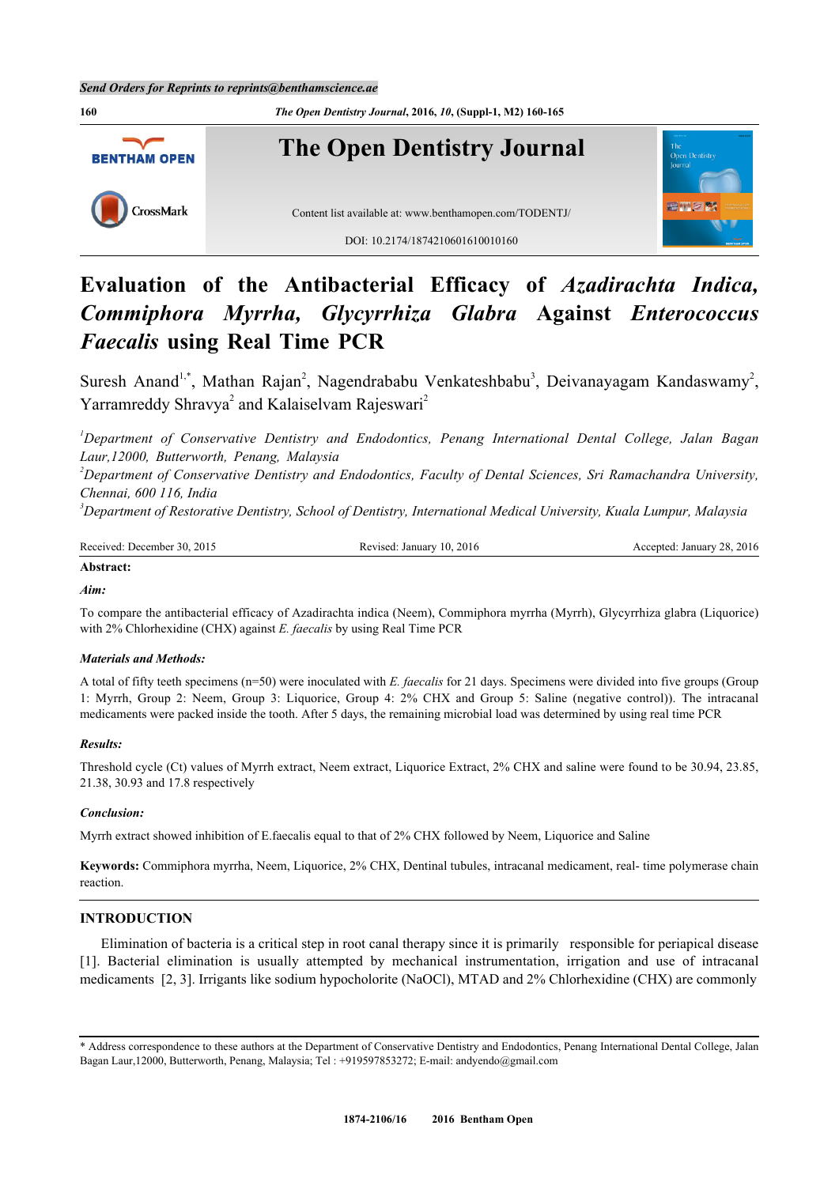# Evaluation of the Antibacterial Efficacy of *Azadirachta Indica*, *Commiphora Myrrha*, *Glycyrrhiza Glabra* Against *Enterococcus Faecalis* using Real Time PCR

Suresh Anand[1,*], Mathan Rajan[2], Nagendrababu Venkateshbabu[3], Deivanayagam Kandaswamy[2], Yarramreddy Shravya[2] and Kalaiselvam Rajeswari[2]

[1]*Department of Conservative Dentistry and Endodontics, Penang International Dental College, Jalan Bagan Laur,12000, Butterworth, Penang, Malaysia*
[2]*Department of Conservative Dentistry and Endodontics, Faculty of Dental Sciences, Sri Ramachandra University, Chennai, 600 116, India*
[3]*Department of Restorative Dentistry, School of Dentistry, International Medical University, Kuala Lumpur, Malaysia*

Received: December 30, 2015 Revised: January 10, 2016 Accepted: January 28, 2016

**Abstract:**

***Aim:***

To compare the antibacterial efficacy of Azadirachta indica (Neem), Commiphora myrrha (Myrrh), Glycyrrhiza glabra (Liquorice) with 2% Chlorhexidine (CHX) against *E. faecalis* by using Real Time PCR

***Materials and Methods:***

A total of fifty teeth specimens (n=50) were inoculated with *E. faecalis* for 21 days. Specimens were divided into five groups (Group 1: Myrrh, Group 2: Neem, Group 3: Liquorice, Group 4: 2% CHX and Group 5: Saline (negative control)). The intracanal medicaments were packed inside the tooth. After 5 days, the remaining microbial load was determined by using real time PCR

***Results:***

Threshold cycle (Ct) values of Myrrh extract, Neem extract, Liquorice Extract, 2% CHX and saline were found to be 30.94, 23.85, 21.38, 30.93 and 17.8 respectively

***Conclusion:***

Myrrh extract showed inhibition of E.faecalis equal to that of 2% CHX followed by Neem, Liquorice and Saline

**Keywords:** Commiphora myrrha, Neem, Liquorice, 2% CHX, Dentinal tubules, intracanal medicament, real- time polymerase chain reaction.

## INTRODUCTION

Elimination of bacteria is a critical step in root canal therapy since it is primarily responsible for periapical disease [1]. Bacterial elimination is usually attempted by mechanical instrumentation, irrigation and use of intracanal medicaments [2, 3]. Irrigants like sodium hypocholorite (NaOCl), MTAD and 2% Chlorhexidine (CHX) are commonly

* Address correspondence to these authors at the Department of Conservative Dentistry and Endodontics, Penang International Dental College, Jalan Bagan Laur,12000, Butterworth, Penang, Malaysia; Tel : +919597853272; E-mail: andyendo@gmail.com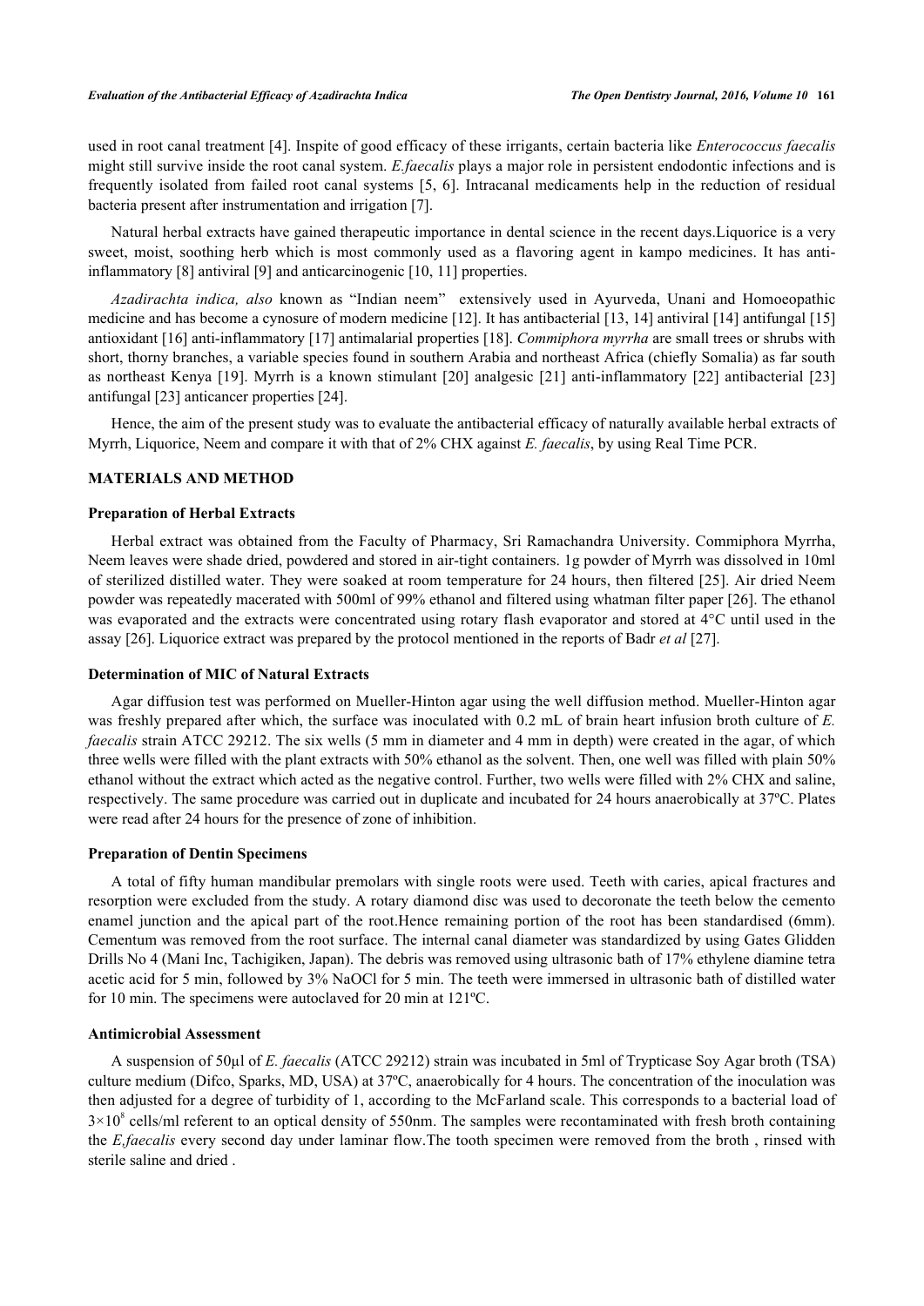used in root canal treatment [4]. Inspite of good efficacy of these irrigants, certain bacteria like *Enterococcus faecalis* might still survive inside the root canal system. *E.faecalis* plays a major role in persistent endodontic infections and is frequently isolated from failed root canal systems [5, 6]. Intracanal medicaments help in the reduction of residual bacteria present after instrumentation and irrigation [7].

Natural herbal extracts have gained therapeutic importance in dental science in the recent days.Liquorice is a very sweet, moist, soothing herb which is most commonly used as a flavoring agent in kampo medicines. It has anti-inflammatory [8] antiviral [9] and anticarcinogenic [10, 11] properties.

*Azadirachta indica, also* known as "Indian neem" extensively used in Ayurveda, Unani and Homoeopathic medicine and has become a cynosure of modern medicine [12]. It has antibacterial [13, 14] antiviral [14] antifungal [15] antioxidant [16] anti-inflammatory [17] antimalarial properties [18]. *Commiphora myrrha* are small trees or shrubs with short, thorny branches, a variable species found in southern Arabia and northeast Africa (chiefly Somalia) as far south as northeast Kenya [19]. Myrrh is a known stimulant [20] analgesic [21] anti-inflammatory [22] antibacterial [23] antifungal [23] anticancer properties [24].

Hence, the aim of the present study was to evaluate the antibacterial efficacy of naturally available herbal extracts of Myrrh, Liquorice, Neem and compare it with that of 2% CHX against *E. faecalis*, by using Real Time PCR.

## MATERIALS AND METHOD

### Preparation of Herbal Extracts

Herbal extract was obtained from the Faculty of Pharmacy, Sri Ramachandra University. Commiphora Myrrha, Neem leaves were shade dried, powdered and stored in air-tight containers. 1g powder of Myrrh was dissolved in 10ml of sterilized distilled water. They were soaked at room temperature for 24 hours, then filtered [25]. Air dried Neem powder was repeatedly macerated with 500ml of 99% ethanol and filtered using whatman filter paper [26]. The ethanol was evaporated and the extracts were concentrated using rotary flash evaporator and stored at 4°C until used in the assay [26]. Liquorice extract was prepared by the protocol mentioned in the reports of Badr *et al* [27].

### Determination of MIC of Natural Extracts

Agar diffusion test was performed on Mueller-Hinton agar using the well diffusion method. Mueller-Hinton agar was freshly prepared after which, the surface was inoculated with 0.2 mL of brain heart infusion broth culture of *E. faecalis* strain ATCC 29212. The six wells (5 mm in diameter and 4 mm in depth) were created in the agar, of which three wells were filled with the plant extracts with 50% ethanol as the solvent. Then, one well was filled with plain 50% ethanol without the extract which acted as the negative control. Further, two wells were filled with 2% CHX and saline, respectively. The same procedure was carried out in duplicate and incubated for 24 hours anaerobically at 37ºC. Plates were read after 24 hours for the presence of zone of inhibition.

### Preparation of Dentin Specimens

A total of fifty human mandibular premolars with single roots were used. Teeth with caries, apical fractures and resorption were excluded from the study. A rotary diamond disc was used to decoronate the teeth below the cemento enamel junction and the apical part of the root.Hence remaining portion of the root has been standardised (6mm). Cementum was removed from the root surface. The internal canal diameter was standardized by using Gates Glidden Drills No 4 (Mani Inc, Tachigiken, Japan). The debris was removed using ultrasonic bath of 17% ethylene diamine tetra acetic acid for 5 min, followed by 3% NaOCl for 5 min. The teeth were immersed in ultrasonic bath of distilled water for 10 min. The specimens were autoclaved for 20 min at 121ºC.

### Antimicrobial Assessment

A suspension of 50µl of *E. faecalis* (ATCC 29212) strain was incubated in 5ml of Trypticase Soy Agar broth (TSA) culture medium (Difco, Sparks, MD, USA) at 37ºC, anaerobically for 4 hours. The concentration of the inoculation was then adjusted for a degree of turbidity of 1, according to the McFarland scale. This corresponds to a bacterial load of $3\times10^8$ cells/ml referent to an optical density of 550nm. The samples were recontaminated with fresh broth containing the *E,faecalis* every second day under laminar flow.The tooth specimen were removed from the broth , rinsed with sterile saline and dried .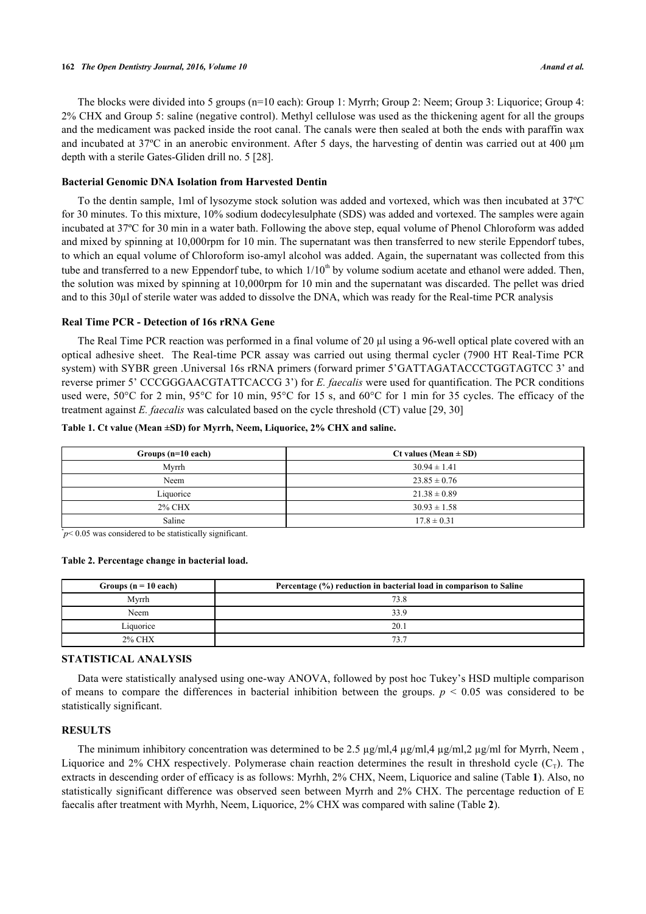The blocks were divided into 5 groups (n=10 each): Group 1: Myrrh; Group 2: Neem; Group 3: Liquorice; Group 4: 2% CHX and Group 5: saline (negative control). Methyl cellulose was used as the thickening agent for all the groups and the medicament was packed inside the root canal. The canals were then sealed at both the ends with paraffin wax and incubated at 37ºC in an anerobic environment. After 5 days, the harvesting of dentin was carried out at 400 µm depth with a sterile Gates-Gliden drill no. 5 [28].

### Bacterial Genomic DNA Isolation from Harvested Dentin

To the dentin sample, 1ml of lysozyme stock solution was added and vortexed, which was then incubated at 37ºC for 30 minutes. To this mixture, 10% sodium dodecylesulphate (SDS) was added and vortexed. The samples were again incubated at 37ºC for 30 min in a water bath. Following the above step, equal volume of Phenol Chloroform was added and mixed by spinning at 10,000rpm for 10 min. The supernatant was then transferred to new sterile Eppendorf tubes, to which an equal volume of Chloroform iso-amyl alcohol was added. Again, the supernatant was collected from this tube and transferred to a new Eppendorf tube, to which $1/10^{th}$ by volume sodium acetate and ethanol were added. Then, the solution was mixed by spinning at 10,000rpm for 10 min and the supernatant was discarded. The pellet was dried and to this 30µl of sterile water was added to dissolve the DNA, which was ready for the Real-time PCR analysis

### Real Time PCR - Detection of 16s rRNA Gene

The Real Time PCR reaction was performed in a final volume of 20 µl using a 96-well optical plate covered with an optical adhesive sheet. The Real-time PCR assay was carried out using thermal cycler (7900 HT Real-Time PCR system) with SYBR green .Universal 16s rRNA primers (forward primer 5'GATTAGATACCCTGGTAGTCC 3' and reverse primer 5' CCCGGGAACGTATTCACCG 3') for *E. faecalis* were used for quantification. The PCR conditions used were, 50°C for 2 min, 95°C for 10 min, 95°C for 15 s, and 60°C for 1 min for 35 cycles. The efficacy of the treatment against *E. faecalis* was calculated based on the cycle threshold (CT) value [29, 30]

**Table 1. Ct value (Mean ±SD) for Myrrh, Neem, Liquorice, 2% CHX and saline.**

| Groups (n=10 each) | Ct values (Mean ± SD) |
|---|---|
| Myrrh | 30.94 ± 1.41 |
| Neem | 23.85 ± 0.76 |
| Liquorice | 21.38 ± 0.89 |
| 2% CHX | 30.93 ± 1.58 |
| Saline | 17.8 ± 0.31 |

*$p < 0.05$ was considered to be statistically significant.

**Table 2. Percentage change in bacterial load.**

| Groups (n = 10 each) | Percentage (%) reduction in bacterial load in comparison to Saline |
|---|---|
| Myrrh | 73.8 |
| Neem | 33.9 |
| Liquorice | 20.1 |
| 2% CHX | 73.7 |

## STATISTICAL ANALYSIS

Data were statistically analysed using one-way ANOVA, followed by post hoc Tukey's HSD multiple comparison of means to compare the differences in bacterial inhibition between the groups. $p < 0.05$ was considered to be statistically significant.

## RESULTS

The minimum inhibitory concentration was determined to be 2.5 µg/ml,4 µg/ml,4 µg/ml,2 µg/ml for Myrrh, Neem , Liquorice and 2% CHX respectively. Polymerase chain reaction determines the result in threshold cycle ($C_T$). The extracts in descending order of efficacy is as follows: Myrhh, 2% CHX, Neem, Liquorice and saline (Table **1**). Also, no statistically significant difference was observed seen between Myrrh and 2% CHX. The percentage reduction of E faecalis after treatment with Myrhh, Neem, Liquorice, 2% CHX was compared with saline (Table **2**).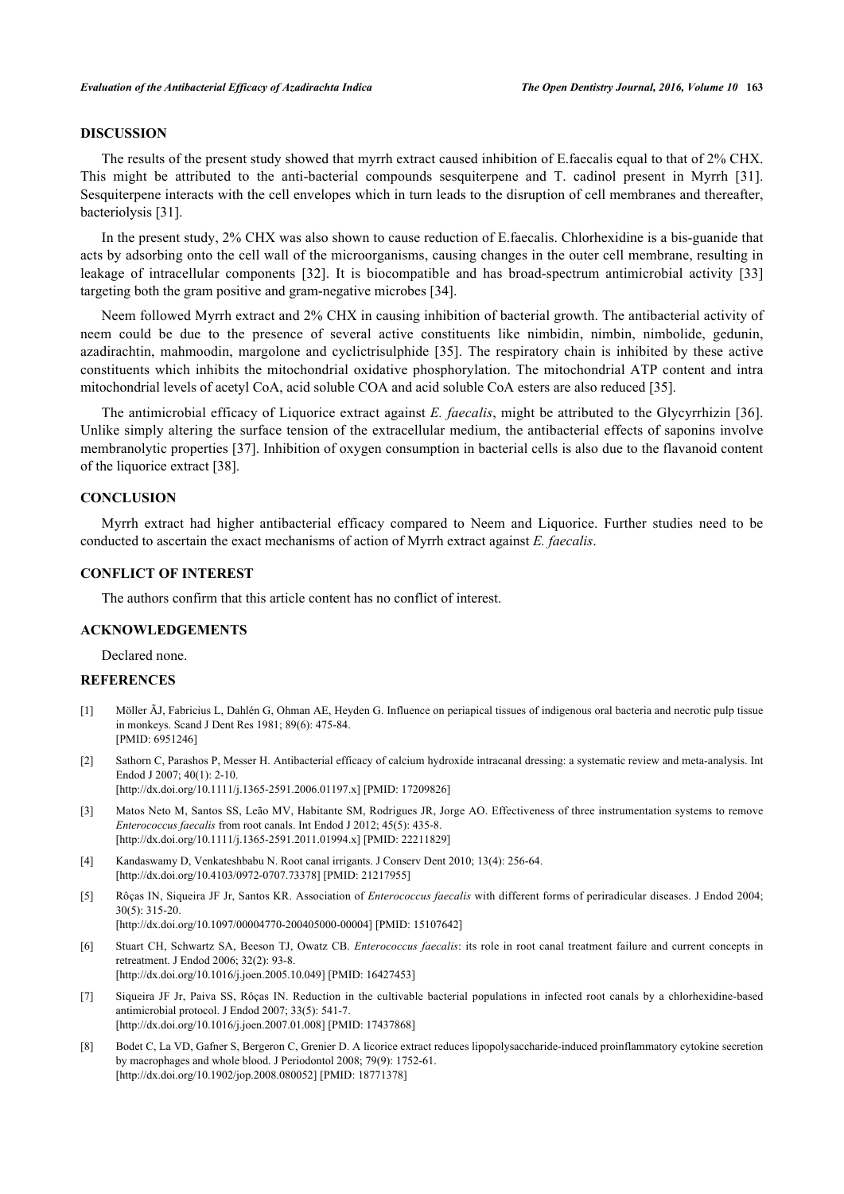## DISCUSSION

The results of the present study showed that myrrh extract caused inhibition of E.faecalis equal to that of 2% CHX. This might be attributed to the anti-bacterial compounds sesquiterpene and T. cadinol present in Myrrh [31]. Sesquiterpene interacts with the cell envelopes which in turn leads to the disruption of cell membranes and thereafter, bacteriolysis [31].

In the present study, 2% CHX was also shown to cause reduction of E.faecalis. Chlorhexidine is a bis-guanide that acts by adsorbing onto the cell wall of the microorganisms, causing changes in the outer cell membrane, resulting in leakage of intracellular components [32]. It is biocompatible and has broad-spectrum antimicrobial activity [33] targeting both the gram positive and gram-negative microbes [34].

Neem followed Myrrh extract and 2% CHX in causing inhibition of bacterial growth. The antibacterial activity of neem could be due to the presence of several active constituents like nimbidin, nimbin, nimbolide, gedunin, azadirachtin, mahmoodin, margolone and cyclictrisulphide [35]. The respiratory chain is inhibited by these active constituents which inhibits the mitochondrial oxidative phosphorylation. The mitochondrial ATP content and intra mitochondrial levels of acetyl CoA, acid soluble COA and acid soluble CoA esters are also reduced [35].

The antimicrobial efficacy of Liquorice extract against *E. faecalis*, might be attributed to the Glycyrrhizin [36]. Unlike simply altering the surface tension of the extracellular medium, the antibacterial effects of saponins involve membranolytic properties [37]. Inhibition of oxygen consumption in bacterial cells is also due to the flavanoid content of the liquorice extract [38].

## CONCLUSION

Myrrh extract had higher antibacterial efficacy compared to Neem and Liquorice. Further studies need to be conducted to ascertain the exact mechanisms of action of Myrrh extract against *E. faecalis*.

## CONFLICT OF INTEREST

The authors confirm that this article content has no conflict of interest.

## ACKNOWLEDGEMENTS

Declared none.

## REFERENCES

[1] Möller ÃJ, Fabricius L, Dahlén G, Ohman AE, Heyden G. Influence on periapical tissues of indigenous oral bacteria and necrotic pulp tissue in monkeys. Scand J Dent Res 1981; 89(6): 475-84. [PMID: 6951246]

[2] Sathorn C, Parashos P, Messer H. Antibacterial efficacy of calcium hydroxide intracanal dressing: a systematic review and meta-analysis. Int Endod J 2007; 40(1): 2-10. [http://dx.doi.org/10.1111/j.1365-2591.2006.01197.x] [PMID: 17209826]

[3] Matos Neto M, Santos SS, Leão MV, Habitante SM, Rodrigues JR, Jorge AO. Effectiveness of three instrumentation systems to remove *Enterococcus faecalis* from root canals. Int Endod J 2012; 45(5): 435-8. [http://dx.doi.org/10.1111/j.1365-2591.2011.01994.x] [PMID: 22211829]

[4] Kandaswamy D, Venkateshbabu N. Root canal irrigants. J Conserv Dent 2010; 13(4): 256-64. [http://dx.doi.org/10.4103/0972-0707.73378] [PMID: 21217955]

[5] Rôças IN, Siqueira JF Jr, Santos KR. Association of *Enterococcus faecalis* with different forms of periradicular diseases. J Endod 2004; 30(5): 315-20. [http://dx.doi.org/10.1097/00004770-200405000-00004] [PMID: 15107642]

[6] Stuart CH, Schwartz SA, Beeson TJ, Owatz CB. *Enterococcus faecalis*: its role in root canal treatment failure and current concepts in retreatment. J Endod 2006; 32(2): 93-8. [http://dx.doi.org/10.1016/j.joen.2005.10.049] [PMID: 16427453]

[7] Siqueira JF Jr, Paiva SS, Rôças IN. Reduction in the cultivable bacterial populations in infected root canals by a chlorhexidine-based antimicrobial protocol. J Endod 2007; 33(5): 541-7. [http://dx.doi.org/10.1016/j.joen.2007.01.008] [PMID: 17437868]

[8] Bodet C, La VD, Gafner S, Bergeron C, Grenier D. A licorice extract reduces lipopolysaccharide-induced proinflammatory cytokine secretion by macrophages and whole blood. J Periodontol 2008; 79(9): 1752-61. [http://dx.doi.org/10.1902/jop.2008.080052] [PMID: 18771378]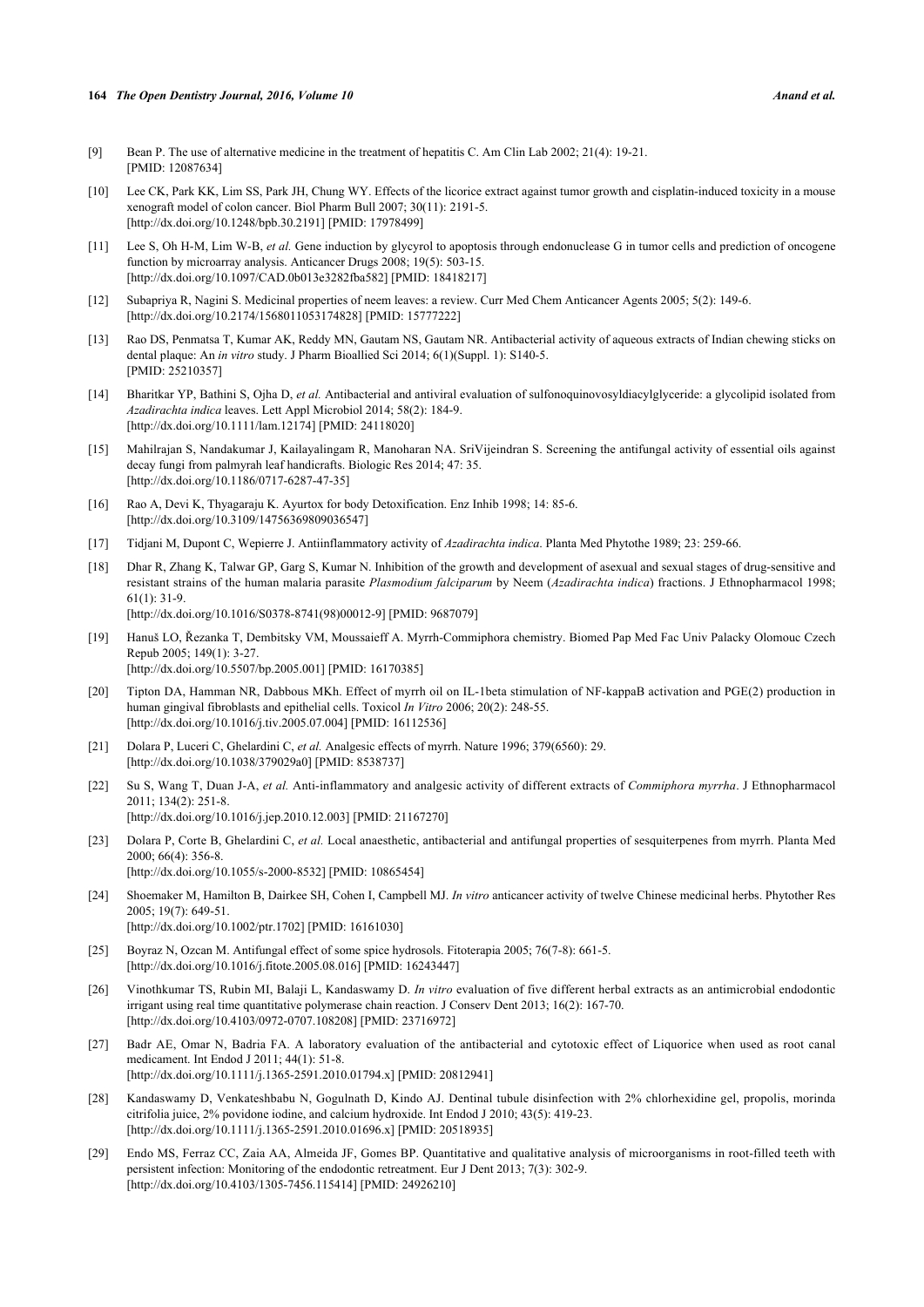[9] Bean P. The use of alternative medicine in the treatment of hepatitis C. Am Clin Lab 2002; 21(4): 19-21. [PMID: 12087634]

[10] Lee CK, Park KK, Lim SS, Park JH, Chung WY. Effects of the licorice extract against tumor growth and cisplatin-induced toxicity in a mouse xenograft model of colon cancer. Biol Pharm Bull 2007; 30(11): 2191-5. [http://dx.doi.org/10.1248/bpb.30.2191] [PMID: 17978499]

[11] Lee S, Oh H-M, Lim W-B, *et al.* Gene induction by glycyrol to apoptosis through endonuclease G in tumor cells and prediction of oncogene function by microarray analysis. Anticancer Drugs 2008; 19(5): 503-15. [http://dx.doi.org/10.1097/CAD.0b013e3282fba582] [PMID: 18418217]

[12] Subapriya R, Nagini S. Medicinal properties of neem leaves: a review. Curr Med Chem Anticancer Agents 2005; 5(2): 149-6. [http://dx.doi.org/10.2174/1568011053174828] [PMID: 15777222]

[13] Rao DS, Penmatsa T, Kumar AK, Reddy MN, Gautam NS, Gautam NR. Antibacterial activity of aqueous extracts of Indian chewing sticks on dental plaque: An *in vitro* study. J Pharm Bioallied Sci 2014; 6(1)(Suppl. 1): S140-5. [PMID: 25210357]

[14] Bharitkar YP, Bathini S, Ojha D, *et al.* Antibacterial and antiviral evaluation of sulfonoquinovosyldiacylglyceride: a glycolipid isolated from *Azadirachta indica* leaves. Lett Appl Microbiol 2014; 58(2): 184-9. [http://dx.doi.org/10.1111/lam.12174] [PMID: 24118020]

[15] Mahilrajan S, Nandakumar J, Kailayalingam R, Manoharan NA. SriVijeindran S. Screening the antifungal activity of essential oils against decay fungi from palmyrah leaf handicrafts. Biologic Res 2014; 47: 35. [http://dx.doi.org/10.1186/0717-6287-47-35]

[16] Rao A, Devi K, Thyagaraju K. Ayurtox for body Detoxification. Enz Inhib 1998; 14: 85-6. [http://dx.doi.org/10.3109/14756369809036547]

[17] Tidjani M, Dupont C, Wepierre J. Antiinflammatory activity of *Azadirachta indica*. Planta Med Phytothe 1989; 23: 259-66.

[18] Dhar R, Zhang K, Talwar GP, Garg S, Kumar N. Inhibition of the growth and development of asexual and sexual stages of drug-sensitive and resistant strains of the human malaria parasite *Plasmodium falciparum* by Neem (*Azadirachta indica*) fractions. J Ethnopharmacol 1998; 61(1): 31-9. [http://dx.doi.org/10.1016/S0378-8741(98)00012-9] [PMID: 9687079]

[19] Hanuš LO, Řezanka T, Dembitsky VM, Moussaieff A. Myrrh-Commiphora chemistry. Biomed Pap Med Fac Univ Palacky Olomouc Czech Repub 2005; 149(1): 3-27. [http://dx.doi.org/10.5507/bp.2005.001] [PMID: 16170385]

[20] Tipton DA, Hamman NR, Dabbous MKh. Effect of myrrh oil on IL-1beta stimulation of NF-kappaB activation and PGE(2) production in human gingival fibroblasts and epithelial cells. Toxicol *In Vitro* 2006; 20(2): 248-55. [http://dx.doi.org/10.1016/j.tiv.2005.07.004] [PMID: 16112536]

[21] Dolara P, Luceri C, Ghelardini C, *et al.* Analgesic effects of myrrh. Nature 1996; 379(6560): 29. [http://dx.doi.org/10.1038/379029a0] [PMID: 8538737]

[22] Su S, Wang T, Duan J-A, *et al.* Anti-inflammatory and analgesic activity of different extracts of *Commiphora myrrha*. J Ethnopharmacol 2011; 134(2): 251-8. [http://dx.doi.org/10.1016/j.jep.2010.12.003] [PMID: 21167270]

[23] Dolara P, Corte B, Ghelardini C, *et al.* Local anaesthetic, antibacterial and antifungal properties of sesquiterpenes from myrrh. Planta Med 2000; 66(4): 356-8. [http://dx.doi.org/10.1055/s-2000-8532] [PMID: 10865454]

[24] Shoemaker M, Hamilton B, Dairkee SH, Cohen I, Campbell MJ. *In vitro* anticancer activity of twelve Chinese medicinal herbs. Phytother Res 2005; 19(7): 649-51. [http://dx.doi.org/10.1002/ptr.1702] [PMID: 16161030]

[25] Boyraz N, Ozcan M. Antifungal effect of some spice hydrosols. Fitoterapia 2005; 76(7-8): 661-5. [http://dx.doi.org/10.1016/j.fitote.2005.08.016] [PMID: 16243447]

[26] Vinothkumar TS, Rubin MI, Balaji L, Kandaswamy D. *In vitro* evaluation of five different herbal extracts as an antimicrobial endodontic irrigant using real time quantitative polymerase chain reaction. J Conserv Dent 2013; 16(2): 167-70. [http://dx.doi.org/10.4103/0972-0707.108208] [PMID: 23716972]

[27] Badr AE, Omar N, Badria FA. A laboratory evaluation of the antibacterial and cytotoxic effect of Liquorice when used as root canal medicament. Int Endod J 2011; 44(1): 51-8. [http://dx.doi.org/10.1111/j.1365-2591.2010.01794.x] [PMID: 20812941]

[28] Kandaswamy D, Venkateshbabu N, Gogulnath D, Kindo AJ. Dentinal tubule disinfection with 2% chlorhexidine gel, propolis, morinda citrifolia juice, 2% povidone iodine, and calcium hydroxide. Int Endod J 2010; 43(5): 419-23. [http://dx.doi.org/10.1111/j.1365-2591.2010.01696.x] [PMID: 20518935]

[29] Endo MS, Ferraz CC, Zaia AA, Almeida JF, Gomes BP. Quantitative and qualitative analysis of microorganisms in root-filled teeth with persistent infection: Monitoring of the endodontic retreatment. Eur J Dent 2013; 7(3): 302-9. [http://dx.doi.org/10.4103/1305-7456.115414] [PMID: 24926210]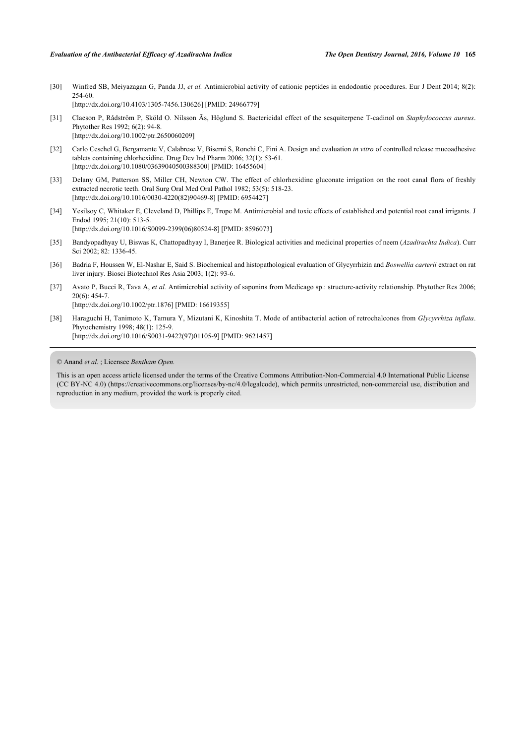[30] Winfred SB, Meiyazagan G, Panda JJ, *et al.* Antimicrobial activity of cationic peptides in endodontic procedures. Eur J Dent 2014; 8(2): 254-60.
[http://dx.doi.org/10.4103/1305-7456.130626] [PMID: 24966779]

[31] Claeson P, Rådström P, Sköld O. Nilsson Ås, Höglund S. Bactericidal effect of the sesquiterpene T-cadinol on *Staphylococcus aureus*. Phytother Res 1992; 6(2): 94-8.
[http://dx.doi.org/10.1002/ptr.2650060209]

[32] Carlo Ceschel G, Bergamante V, Calabrese V, Biserni S, Ronchi C, Fini A. Design and evaluation *in vitro* of controlled release mucoadhesive tablets containing chlorhexidine. Drug Dev Ind Pharm 2006; 32(1): 53-61.
[http://dx.doi.org/10.1080/03639040500388300] [PMID: 16455604]

[33] Delany GM, Patterson SS, Miller CH, Newton CW. The effect of chlorhexidine gluconate irrigation on the root canal flora of freshly extracted necrotic teeth. Oral Surg Oral Med Oral Pathol 1982; 53(5): 518-23.
[http://dx.doi.org/10.1016/0030-4220(82)90469-8] [PMID: 6954427]

[34] Yesilsoy C, Whitaker E, Cleveland D, Phillips E, Trope M. Antimicrobial and toxic effects of established and potential root canal irrigants. J Endod 1995; 21(10): 513-5.
[http://dx.doi.org/10.1016/S0099-2399(06)80524-8] [PMID: 8596073]

[35] Bandyopadhyay U, Biswas K, Chattopadhyay I, Banerjee R. Biological activities and medicinal properties of neem (*Azadirachta Indica*). Curr Sci 2002; 82: 1336-45.

[36] Badria F, Houssen W, El-Nashar E, Said S. Biochemical and histopathological evaluation of Glycyrrhizin and *Boswellia carterii* extract on rat liver injury. Biosci Biotechnol Res Asia 2003; 1(2): 93-6.

[37] Avato P, Bucci R, Tava A, *et al.* Antimicrobial activity of saponins from Medicago sp.: structure-activity relationship. Phytother Res 2006; 20(6): 454-7.
[http://dx.doi.org/10.1002/ptr.1876] [PMID: 16619355]

[38] Haraguchi H, Tanimoto K, Tamura Y, Mizutani K, Kinoshita T. Mode of antibacterial action of retrochalcones from *Glycyrrhiza inflata*. Phytochemistry 1998; 48(1): 125-9.
[http://dx.doi.org/10.1016/S0031-9422(97)01105-9] [PMID: 9621457]

---

© Anand *et al.* ; Licensee *Bentham Open.*

This is an open access article licensed under the terms of the Creative Commons Attribution-Non-Commercial 4.0 International Public License (CC BY-NC 4.0) (https://creativecommons.org/licenses/by-nc/4.0/legalcode), which permits unrestricted, non-commercial use, distribution and reproduction in any medium, provided the work is properly cited.